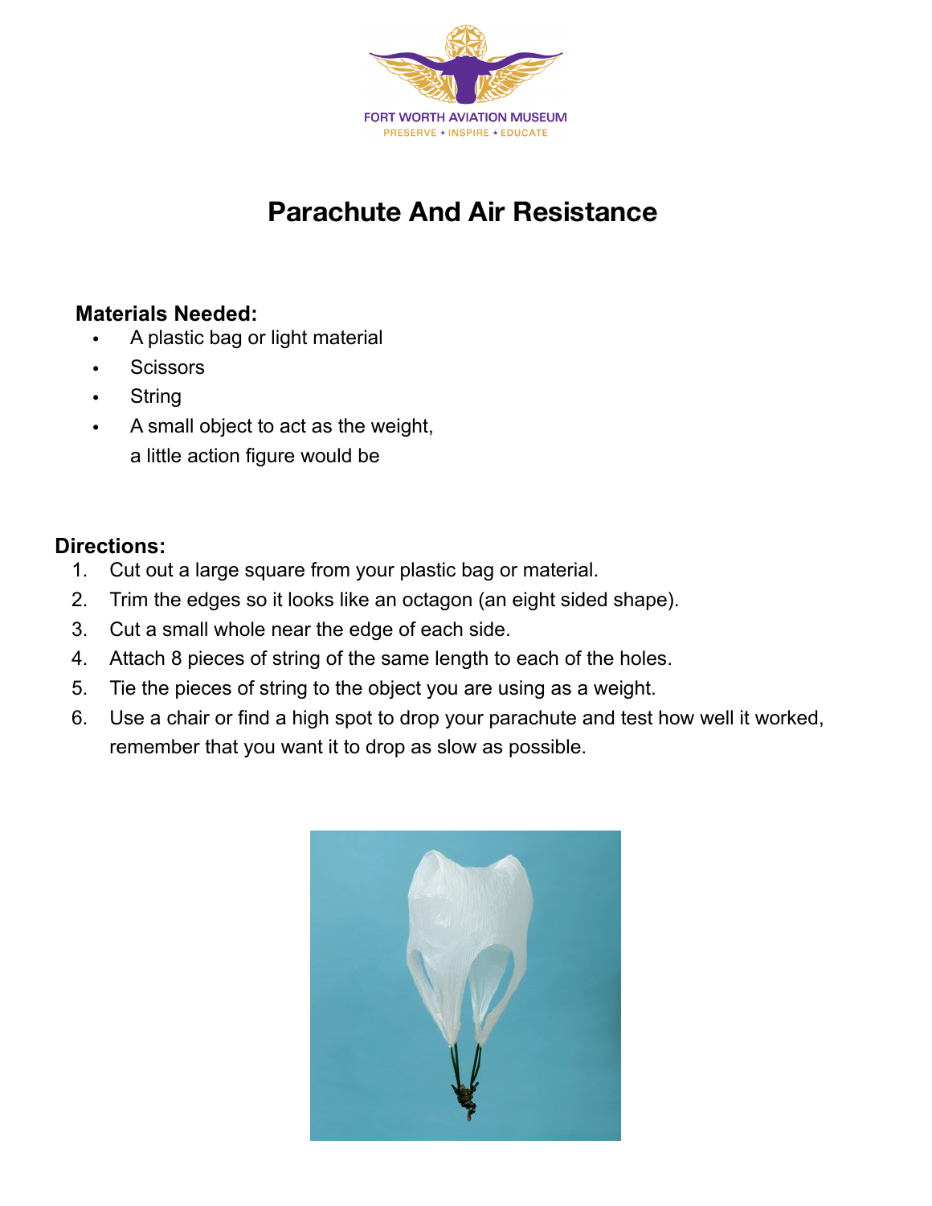FORT WORTH AVIATION MUSEUM
PRESERVE ★ INSPIRE ★ EDUCATE

# Parachute And Air Resistance

**Materials Needed:**

- A plastic bag or light material
- Scissors
- String
- A small object to act as the weight, a little action figure would be

**Directions:**

1. Cut out a large square from your plastic bag or material.
2. Trim the edges so it looks like an octagon (an eight sided shape).
3. Cut a small whole near the edge of each side.
4. Attach 8 pieces of string of the same length to each of the holes.
5. Tie the pieces of string to the object you are using as a weight.
6. Use a chair or find a high spot to drop your parachute and test how well it worked, remember that you want it to drop as slow as possible.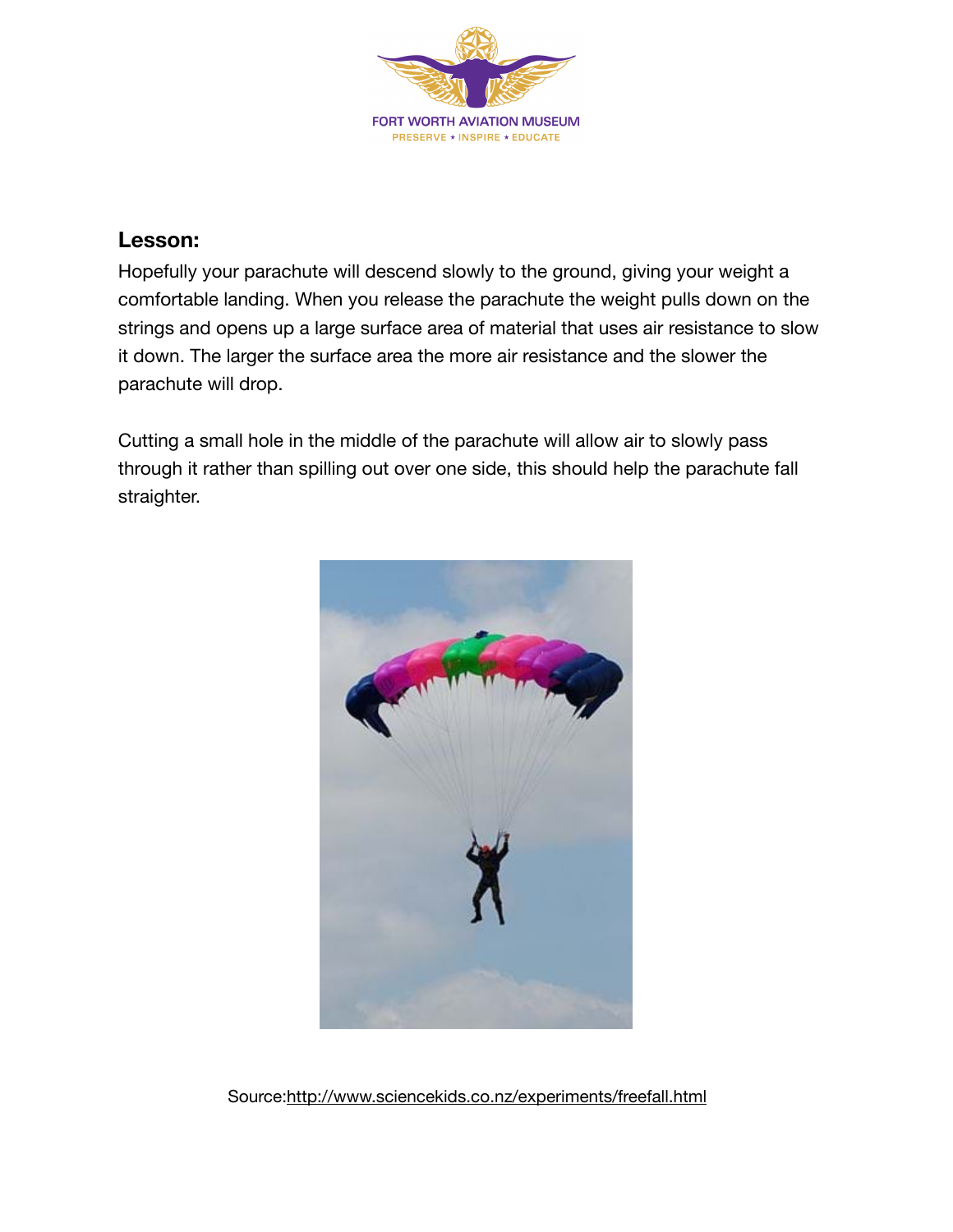**Lesson:**

Hopefully your parachute will descend slowly to the ground, giving your weight a comfortable landing. When you release the parachute the weight pulls down on the strings and opens up a large surface area of material that uses air resistance to slow it down. The larger the surface area the more air resistance and the slower the parachute will drop.

Cutting a small hole in the middle of the parachute will allow air to slowly pass through it rather than spilling out over one side, this should help the parachute fall straighter.

Source:http://www.sciencekids.co.nz/experiments/freefall.html